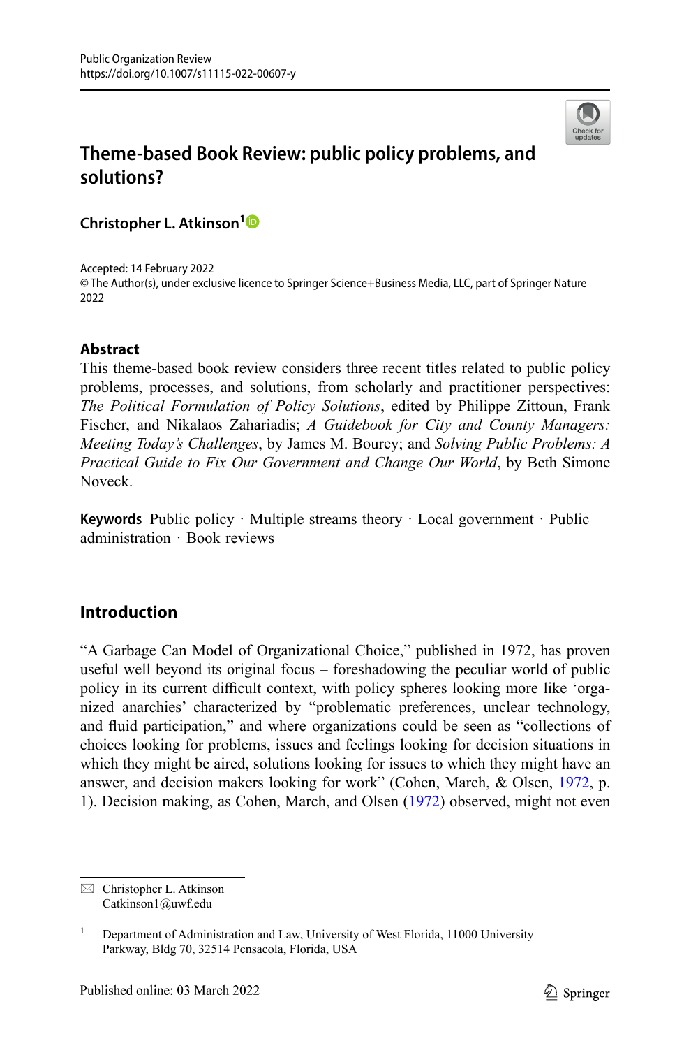# Theme-based Book Review: public policy problems, and solutions?

**Christopher L. Atkinson**[1]

Accepted: 14 February 2022
© The Author(s), under exclusive licence to Springer Science+Business Media, LLC, part of Springer Nature 2022

## Abstract

This theme-based book review considers three recent titles related to public policy problems, processes, and solutions, from scholarly and practitioner perspectives: *The Political Formulation of Policy Solutions*, edited by Philippe Zittoun, Frank Fischer, and Nikalaos Zahariadis; *A Guidebook for City and County Managers: Meeting Today's Challenges*, by James M. Bourey; and *Solving Public Problems: A Practical Guide to Fix Our Government and Change Our World*, by Beth Simone Noveck.

**Keywords** Public policy · Multiple streams theory · Local government · Public administration · Book reviews

## Introduction

"A Garbage Can Model of Organizational Choice," published in 1972, has proven useful well beyond its original focus – foreshadowing the peculiar world of public policy in its current difficult context, with policy spheres looking more like 'organized anarchies' characterized by "problematic preferences, unclear technology, and fluid participation," and where organizations could be seen as "collections of choices looking for problems, issues and feelings looking for decision situations in which they might be aired, solutions looking for issues to which they might have an answer, and decision makers looking for work" (Cohen, March, & Olsen, 1972, p. 1). Decision making, as Cohen, March, and Olsen (1972) observed, might not even

---

✉ Christopher L. Atkinson
Catkinson1@uwf.edu

[1] Department of Administration and Law, University of West Florida, 11000 University Parkway, Bldg 70, 32514 Pensacola, Florida, USA

Published online: 03 March 2022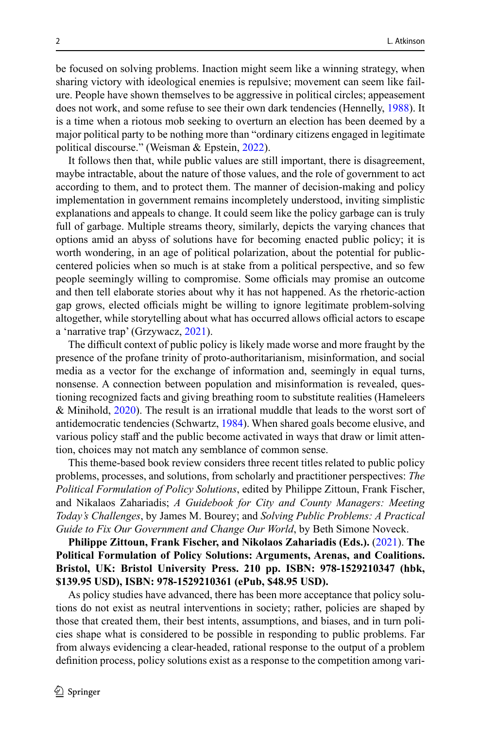be focused on solving problems. Inaction might seem like a winning strategy, when sharing victory with ideological enemies is repulsive; movement can seem like failure. People have shown themselves to be aggressive in political circles; appeasement does not work, and some refuse to see their own dark tendencies (Hennelly, 1988). It is a time when a riotous mob seeking to overturn an election has been deemed by a major political party to be nothing more than "ordinary citizens engaged in legitimate political discourse." (Weisman & Epstein, 2022).

It follows then that, while public values are still important, there is disagreement, maybe intractable, about the nature of those values, and the role of government to act according to them, and to protect them. The manner of decision-making and policy implementation in government remains incompletely understood, inviting simplistic explanations and appeals to change. It could seem like the policy garbage can is truly full of garbage. Multiple streams theory, similarly, depicts the varying chances that options amid an abyss of solutions have for becoming enacted public policy; it is worth wondering, in an age of political polarization, about the potential for public-centered policies when so much is at stake from a political perspective, and so few people seemingly willing to compromise. Some officials may promise an outcome and then tell elaborate stories about why it has not happened. As the rhetoric-action gap grows, elected officials might be willing to ignore legitimate problem-solving altogether, while storytelling about what has occurred allows official actors to escape a 'narrative trap' (Grzywacz, 2021).

The difficult context of public policy is likely made worse and more fraught by the presence of the profane trinity of proto-authoritarianism, misinformation, and social media as a vector for the exchange of information and, seemingly in equal turns, nonsense. A connection between population and misinformation is revealed, questioning recognized facts and giving breathing room to substitute realities (Hameleers & Minihold, 2020). The result is an irrational muddle that leads to the worst sort of antidemocratic tendencies (Schwartz, 1984). When shared goals become elusive, and various policy staff and the public become activated in ways that draw or limit attention, choices may not match any semblance of common sense.

This theme-based book review considers three recent titles related to public policy problems, processes, and solutions, from scholarly and practitioner perspectives: *The Political Formulation of Policy Solutions*, edited by Philippe Zittoun, Frank Fischer, and Nikalaos Zahariadis; *A Guidebook for City and County Managers: Meeting Today's Challenges*, by James M. Bourey; and *Solving Public Problems: A Practical Guide to Fix Our Government and Change Our World*, by Beth Simone Noveck.

**Philippe Zittoun, Frank Fischer, and Nikolaos Zahariadis (Eds.).** (2021). **The Political Formulation of Policy Solutions: Arguments, Arenas, and Coalitions. Bristol, UK: Bristol University Press. 210 pp. ISBN: 978-1529210347 (hbk, $139.95 USD), ISBN: 978-1529210361 (ePub, $48.95 USD).**

As policy studies have advanced, there has been more acceptance that policy solutions do not exist as neutral interventions in society; rather, policies are shaped by those that created them, their best intents, assumptions, and biases, and in turn policies shape what is considered to be possible in responding to public problems. Far from always evidencing a clear-headed, rational response to the output of a problem definition process, policy solutions exist as a response to the competition among vari-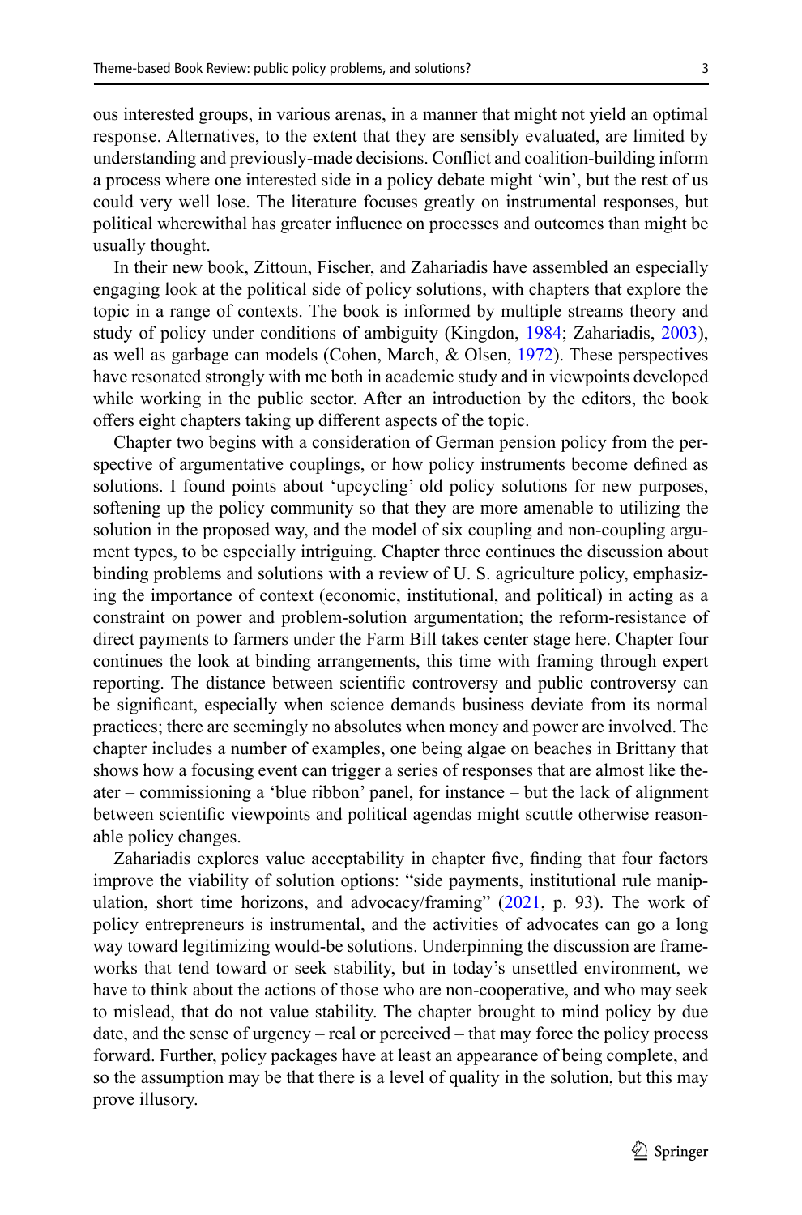ous interested groups, in various arenas, in a manner that might not yield an optimal response. Alternatives, to the extent that they are sensibly evaluated, are limited by understanding and previously-made decisions. Conflict and coalition-building inform a process where one interested side in a policy debate might 'win', but the rest of us could very well lose. The literature focuses greatly on instrumental responses, but political wherewithal has greater influence on processes and outcomes than might be usually thought.

In their new book, Zittoun, Fischer, and Zahariadis have assembled an especially engaging look at the political side of policy solutions, with chapters that explore the topic in a range of contexts. The book is informed by multiple streams theory and study of policy under conditions of ambiguity (Kingdon, 1984; Zahariadis, 2003), as well as garbage can models (Cohen, March, & Olsen, 1972). These perspectives have resonated strongly with me both in academic study and in viewpoints developed while working in the public sector. After an introduction by the editors, the book offers eight chapters taking up different aspects of the topic.

Chapter two begins with a consideration of German pension policy from the perspective of argumentative couplings, or how policy instruments become defined as solutions. I found points about 'upcycling' old policy solutions for new purposes, softening up the policy community so that they are more amenable to utilizing the solution in the proposed way, and the model of six coupling and non-coupling argument types, to be especially intriguing. Chapter three continues the discussion about binding problems and solutions with a review of U. S. agriculture policy, emphasizing the importance of context (economic, institutional, and political) in acting as a constraint on power and problem-solution argumentation; the reform-resistance of direct payments to farmers under the Farm Bill takes center stage here. Chapter four continues the look at binding arrangements, this time with framing through expert reporting. The distance between scientific controversy and public controversy can be significant, especially when science demands business deviate from its normal practices; there are seemingly no absolutes when money and power are involved. The chapter includes a number of examples, one being algae on beaches in Brittany that shows how a focusing event can trigger a series of responses that are almost like theater – commissioning a 'blue ribbon' panel, for instance – but the lack of alignment between scientific viewpoints and political agendas might scuttle otherwise reasonable policy changes.

Zahariadis explores value acceptability in chapter five, finding that four factors improve the viability of solution options: "side payments, institutional rule manipulation, short time horizons, and advocacy/framing" (2021, p. 93). The work of policy entrepreneurs is instrumental, and the activities of advocates can go a long way toward legitimizing would-be solutions. Underpinning the discussion are frameworks that tend toward or seek stability, but in today's unsettled environment, we have to think about the actions of those who are non-cooperative, and who may seek to mislead, that do not value stability. The chapter brought to mind policy by due date, and the sense of urgency – real or perceived – that may force the policy process forward. Further, policy packages have at least an appearance of being complete, and so the assumption may be that there is a level of quality in the solution, but this may prove illusory.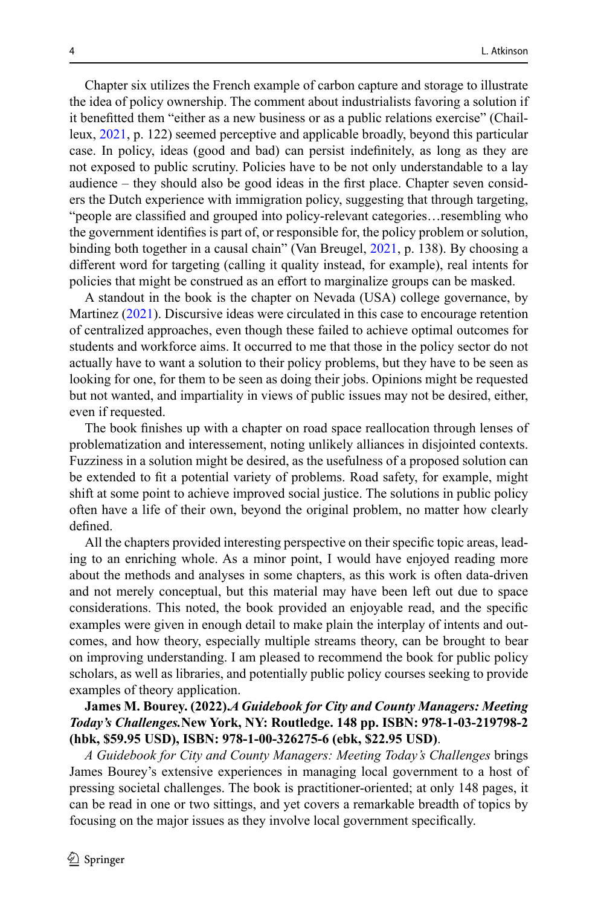Chapter six utilizes the French example of carbon capture and storage to illustrate the idea of policy ownership. The comment about industrialists favoring a solution if it benefitted them "either as a new business or as a public relations exercise" (Chailleux, 2021, p. 122) seemed perceptive and applicable broadly, beyond this particular case. In policy, ideas (good and bad) can persist indefinitely, as long as they are not exposed to public scrutiny. Policies have to be not only understandable to a lay audience – they should also be good ideas in the first place. Chapter seven considers the Dutch experience with immigration policy, suggesting that through targeting, "people are classified and grouped into policy-relevant categories…resembling who the government identifies is part of, or responsible for, the policy problem or solution, binding both together in a causal chain" (Van Breugel, 2021, p. 138). By choosing a different word for targeting (calling it quality instead, for example), real intents for policies that might be construed as an effort to marginalize groups can be masked.

A standout in the book is the chapter on Nevada (USA) college governance, by Martinez (2021). Discursive ideas were circulated in this case to encourage retention of centralized approaches, even though these failed to achieve optimal outcomes for students and workforce aims. It occurred to me that those in the policy sector do not actually have to want a solution to their policy problems, but they have to be seen as looking for one, for them to be seen as doing their jobs. Opinions might be requested but not wanted, and impartiality in views of public issues may not be desired, either, even if requested.

The book finishes up with a chapter on road space reallocation through lenses of problematization and interessement, noting unlikely alliances in disjointed contexts. Fuzziness in a solution might be desired, as the usefulness of a proposed solution can be extended to fit a potential variety of problems. Road safety, for example, might shift at some point to achieve improved social justice. The solutions in public policy often have a life of their own, beyond the original problem, no matter how clearly defined.

All the chapters provided interesting perspective on their specific topic areas, leading to an enriching whole. As a minor point, I would have enjoyed reading more about the methods and analyses in some chapters, as this work is often data-driven and not merely conceptual, but this material may have been left out due to space considerations. This noted, the book provided an enjoyable read, and the specific examples were given in enough detail to make plain the interplay of intents and outcomes, and how theory, especially multiple streams theory, can be brought to bear on improving understanding. I am pleased to recommend the book for public policy scholars, as well as libraries, and potentially public policy courses seeking to provide examples of theory application.

**James M. Bourey. (2022).*A Guidebook for City and County Managers: Meeting Today's Challenges.*New York, NY: Routledge. 148 pp. ISBN: 978-1-03-219798-2 (hbk, $59.95 USD), ISBN: 978-1-00-326275-6 (ebk, $22.95 USD)**.

*A Guidebook for City and County Managers: Meeting Today's Challenges* brings James Bourey's extensive experiences in managing local government to a host of pressing societal challenges. The book is practitioner-oriented; at only 148 pages, it can be read in one or two sittings, and yet covers a remarkable breadth of topics by focusing on the major issues as they involve local government specifically.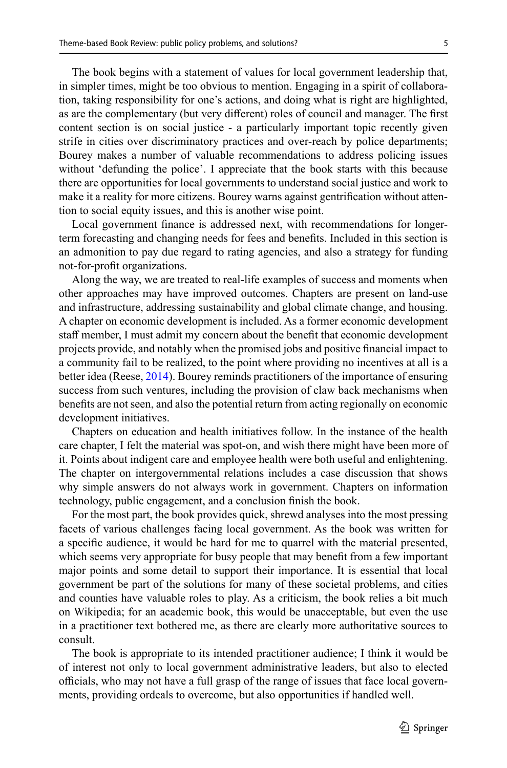The book begins with a statement of values for local government leadership that, in simpler times, might be too obvious to mention. Engaging in a spirit of collaboration, taking responsibility for one's actions, and doing what is right are highlighted, as are the complementary (but very different) roles of council and manager. The first content section is on social justice - a particularly important topic recently given strife in cities over discriminatory practices and over-reach by police departments; Bourey makes a number of valuable recommendations to address policing issues without 'defunding the police'. I appreciate that the book starts with this because there are opportunities for local governments to understand social justice and work to make it a reality for more citizens. Bourey warns against gentrification without attention to social equity issues, and this is another wise point.

Local government finance is addressed next, with recommendations for longer-term forecasting and changing needs for fees and benefits. Included in this section is an admonition to pay due regard to rating agencies, and also a strategy for funding not-for-profit organizations.

Along the way, we are treated to real-life examples of success and moments when other approaches may have improved outcomes. Chapters are present on land-use and infrastructure, addressing sustainability and global climate change, and housing. A chapter on economic development is included. As a former economic development staff member, I must admit my concern about the benefit that economic development projects provide, and notably when the promised jobs and positive financial impact to a community fail to be realized, to the point where providing no incentives at all is a better idea (Reese, 2014). Bourey reminds practitioners of the importance of ensuring success from such ventures, including the provision of claw back mechanisms when benefits are not seen, and also the potential return from acting regionally on economic development initiatives.

Chapters on education and health initiatives follow. In the instance of the health care chapter, I felt the material was spot-on, and wish there might have been more of it. Points about indigent care and employee health were both useful and enlightening. The chapter on intergovernmental relations includes a case discussion that shows why simple answers do not always work in government. Chapters on information technology, public engagement, and a conclusion finish the book.

For the most part, the book provides quick, shrewd analyses into the most pressing facets of various challenges facing local government. As the book was written for a specific audience, it would be hard for me to quarrel with the material presented, which seems very appropriate for busy people that may benefit from a few important major points and some detail to support their importance. It is essential that local government be part of the solutions for many of these societal problems, and cities and counties have valuable roles to play. As a criticism, the book relies a bit much on Wikipedia; for an academic book, this would be unacceptable, but even the use in a practitioner text bothered me, as there are clearly more authoritative sources to consult.

The book is appropriate to its intended practitioner audience; I think it would be of interest not only to local government administrative leaders, but also to elected officials, who may not have a full grasp of the range of issues that face local governments, providing ordeals to overcome, but also opportunities if handled well.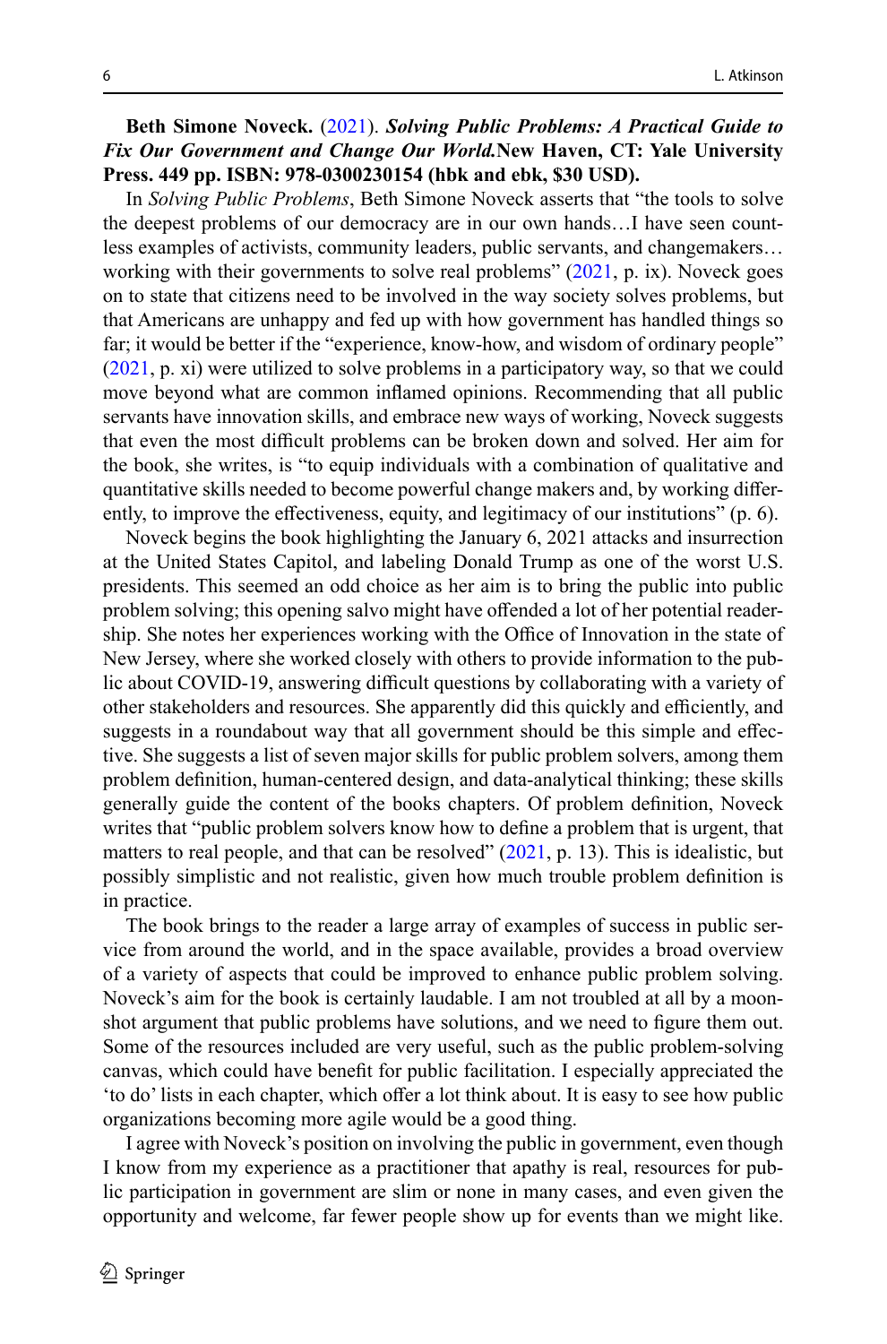**Beth Simone Noveck.** (2021). ***Solving Public Problems: A Practical Guide to Fix Our Government and Change Our World.*** **New Haven, CT: Yale University Press. 449 pp. ISBN: 978-0300230154 (hbk and ebk, $30 USD).**

In *Solving Public Problems*, Beth Simone Noveck asserts that "the tools to solve the deepest problems of our democracy are in our own hands…I have seen countless examples of activists, community leaders, public servants, and changemakers… working with their governments to solve real problems" (2021, p. ix). Noveck goes on to state that citizens need to be involved in the way society solves problems, but that Americans are unhappy and fed up with how government has handled things so far; it would be better if the "experience, know-how, and wisdom of ordinary people" (2021, p. xi) were utilized to solve problems in a participatory way, so that we could move beyond what are common inflamed opinions. Recommending that all public servants have innovation skills, and embrace new ways of working, Noveck suggests that even the most difficult problems can be broken down and solved. Her aim for the book, she writes, is "to equip individuals with a combination of qualitative and quantitative skills needed to become powerful change makers and, by working differently, to improve the effectiveness, equity, and legitimacy of our institutions" (p. 6).

Noveck begins the book highlighting the January 6, 2021 attacks and insurrection at the United States Capitol, and labeling Donald Trump as one of the worst U.S. presidents. This seemed an odd choice as her aim is to bring the public into public problem solving; this opening salvo might have offended a lot of her potential readership. She notes her experiences working with the Office of Innovation in the state of New Jersey, where she worked closely with others to provide information to the public about COVID-19, answering difficult questions by collaborating with a variety of other stakeholders and resources. She apparently did this quickly and efficiently, and suggests in a roundabout way that all government should be this simple and effective. She suggests a list of seven major skills for public problem solvers, among them problem definition, human-centered design, and data-analytical thinking; these skills generally guide the content of the books chapters. Of problem definition, Noveck writes that "public problem solvers know how to define a problem that is urgent, that matters to real people, and that can be resolved" (2021, p. 13). This is idealistic, but possibly simplistic and not realistic, given how much trouble problem definition is in practice.

The book brings to the reader a large array of examples of success in public service from around the world, and in the space available, provides a broad overview of a variety of aspects that could be improved to enhance public problem solving. Noveck's aim for the book is certainly laudable. I am not troubled at all by a moonshot argument that public problems have solutions, and we need to figure them out. Some of the resources included are very useful, such as the public problem-solving canvas, which could have benefit for public facilitation. I especially appreciated the 'to do' lists in each chapter, which offer a lot think about. It is easy to see how public organizations becoming more agile would be a good thing.

I agree with Noveck's position on involving the public in government, even though I know from my experience as a practitioner that apathy is real, resources for public participation in government are slim or none in many cases, and even given the opportunity and welcome, far fewer people show up for events than we might like.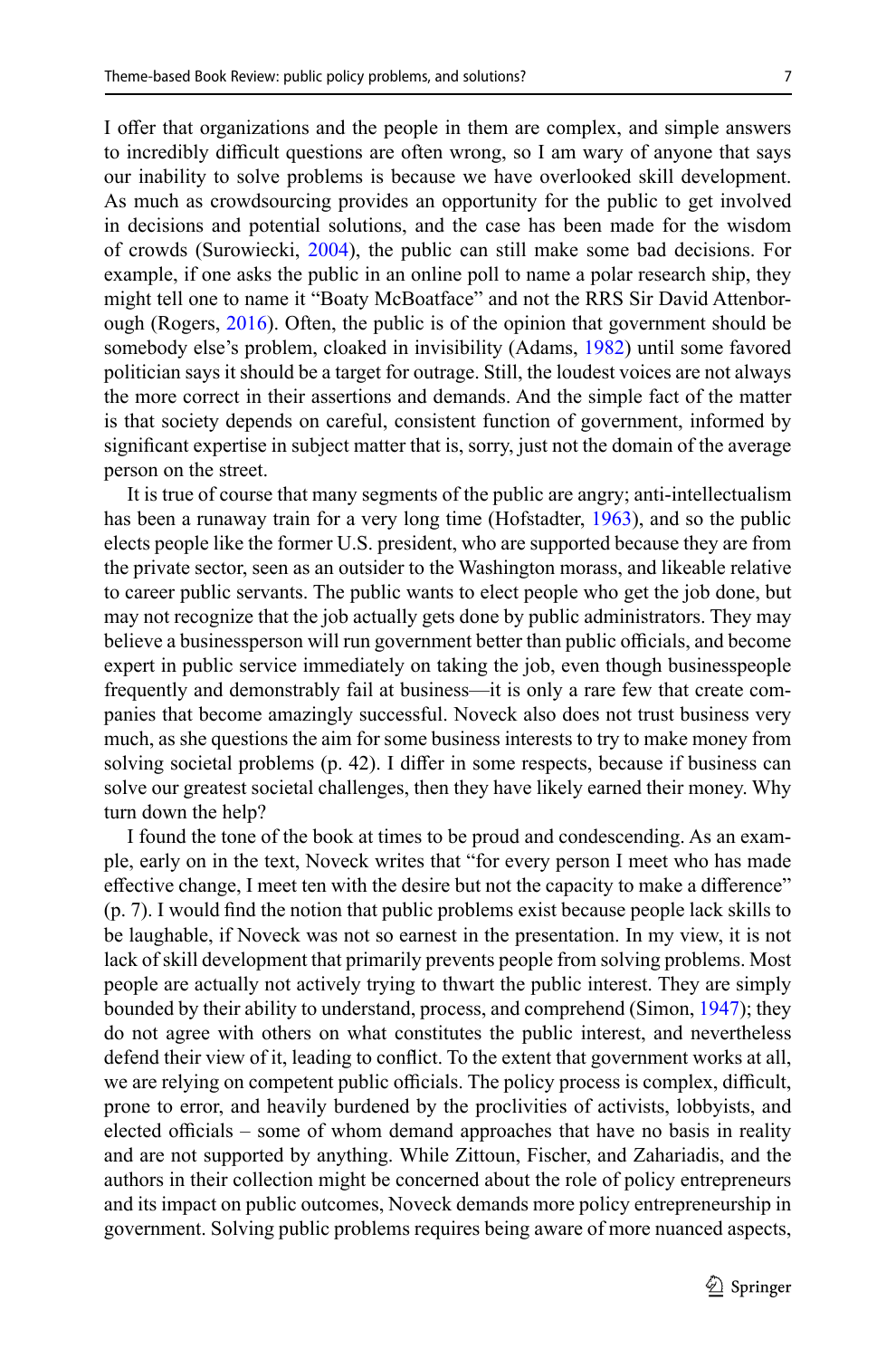I offer that organizations and the people in them are complex, and simple answers to incredibly difficult questions are often wrong, so I am wary of anyone that says our inability to solve problems is because we have overlooked skill development. As much as crowdsourcing provides an opportunity for the public to get involved in decisions and potential solutions, and the case has been made for the wisdom of crowds (Surowiecki, 2004), the public can still make some bad decisions. For example, if one asks the public in an online poll to name a polar research ship, they might tell one to name it "Boaty McBoatface" and not the RRS Sir David Attenborough (Rogers, 2016). Often, the public is of the opinion that government should be somebody else's problem, cloaked in invisibility (Adams, 1982) until some favored politician says it should be a target for outrage. Still, the loudest voices are not always the more correct in their assertions and demands. And the simple fact of the matter is that society depends on careful, consistent function of government, informed by significant expertise in subject matter that is, sorry, just not the domain of the average person on the street.

It is true of course that many segments of the public are angry; anti-intellectualism has been a runaway train for a very long time (Hofstadter, 1963), and so the public elects people like the former U.S. president, who are supported because they are from the private sector, seen as an outsider to the Washington morass, and likeable relative to career public servants. The public wants to elect people who get the job done, but may not recognize that the job actually gets done by public administrators. They may believe a businessperson will run government better than public officials, and become expert in public service immediately on taking the job, even though businesspeople frequently and demonstrably fail at business—it is only a rare few that create companies that become amazingly successful. Noveck also does not trust business very much, as she questions the aim for some business interests to try to make money from solving societal problems (p. 42). I differ in some respects, because if business can solve our greatest societal challenges, then they have likely earned their money. Why turn down the help?

I found the tone of the book at times to be proud and condescending. As an example, early on in the text, Noveck writes that "for every person I meet who has made effective change, I meet ten with the desire but not the capacity to make a difference" (p. 7). I would find the notion that public problems exist because people lack skills to be laughable, if Noveck was not so earnest in the presentation. In my view, it is not lack of skill development that primarily prevents people from solving problems. Most people are actually not actively trying to thwart the public interest. They are simply bounded by their ability to understand, process, and comprehend (Simon, 1947); they do not agree with others on what constitutes the public interest, and nevertheless defend their view of it, leading to conflict. To the extent that government works at all, we are relying on competent public officials. The policy process is complex, difficult, prone to error, and heavily burdened by the proclivities of activists, lobbyists, and elected officials – some of whom demand approaches that have no basis in reality and are not supported by anything. While Zittoun, Fischer, and Zahariadis, and the authors in their collection might be concerned about the role of policy entrepreneurs and its impact on public outcomes, Noveck demands more policy entrepreneurship in government. Solving public problems requires being aware of more nuanced aspects,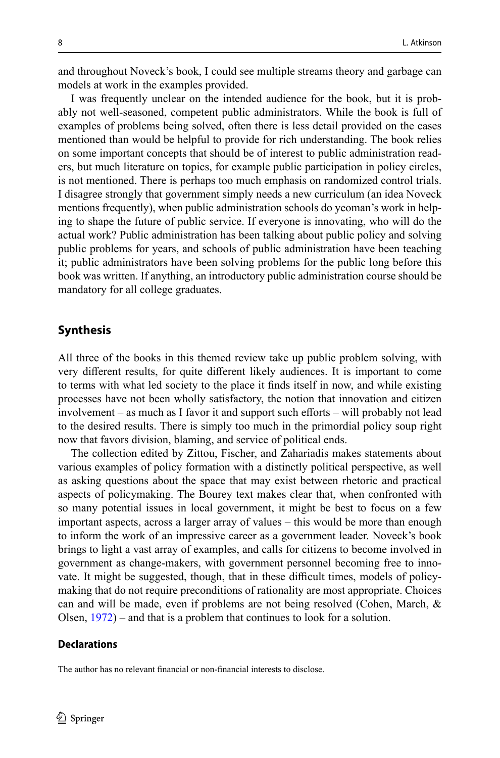and throughout Noveck's book, I could see multiple streams theory and garbage can models at work in the examples provided.

I was frequently unclear on the intended audience for the book, but it is probably not well-seasoned, competent public administrators. While the book is full of examples of problems being solved, often there is less detail provided on the cases mentioned than would be helpful to provide for rich understanding. The book relies on some important concepts that should be of interest to public administration readers, but much literature on topics, for example public participation in policy circles, is not mentioned. There is perhaps too much emphasis on randomized control trials. I disagree strongly that government simply needs a new curriculum (an idea Noveck mentions frequently), when public administration schools do yeoman's work in helping to shape the future of public service. If everyone is innovating, who will do the actual work? Public administration has been talking about public policy and solving public problems for years, and schools of public administration have been teaching it; public administrators have been solving problems for the public long before this book was written. If anything, an introductory public administration course should be mandatory for all college graduates.

## Synthesis

All three of the books in this themed review take up public problem solving, with very different results, for quite different likely audiences. It is important to come to terms with what led society to the place it finds itself in now, and while existing processes have not been wholly satisfactory, the notion that innovation and citizen involvement – as much as I favor it and support such efforts – will probably not lead to the desired results. There is simply too much in the primordial policy soup right now that favors division, blaming, and service of political ends.

The collection edited by Zittou, Fischer, and Zahariadis makes statements about various examples of policy formation with a distinctly political perspective, as well as asking questions about the space that may exist between rhetoric and practical aspects of policymaking. The Bourey text makes clear that, when confronted with so many potential issues in local government, it might be best to focus on a few important aspects, across a larger array of values – this would be more than enough to inform the work of an impressive career as a government leader. Noveck's book brings to light a vast array of examples, and calls for citizens to become involved in government as change-makers, with government personnel becoming free to innovate. It might be suggested, though, that in these difficult times, models of policymaking that do not require preconditions of rationality are most appropriate. Choices can and will be made, even if problems are not being resolved (Cohen, March, & Olsen, 1972) – and that is a problem that continues to look for a solution.

### Declarations

The author has no relevant financial or non-financial interests to disclose.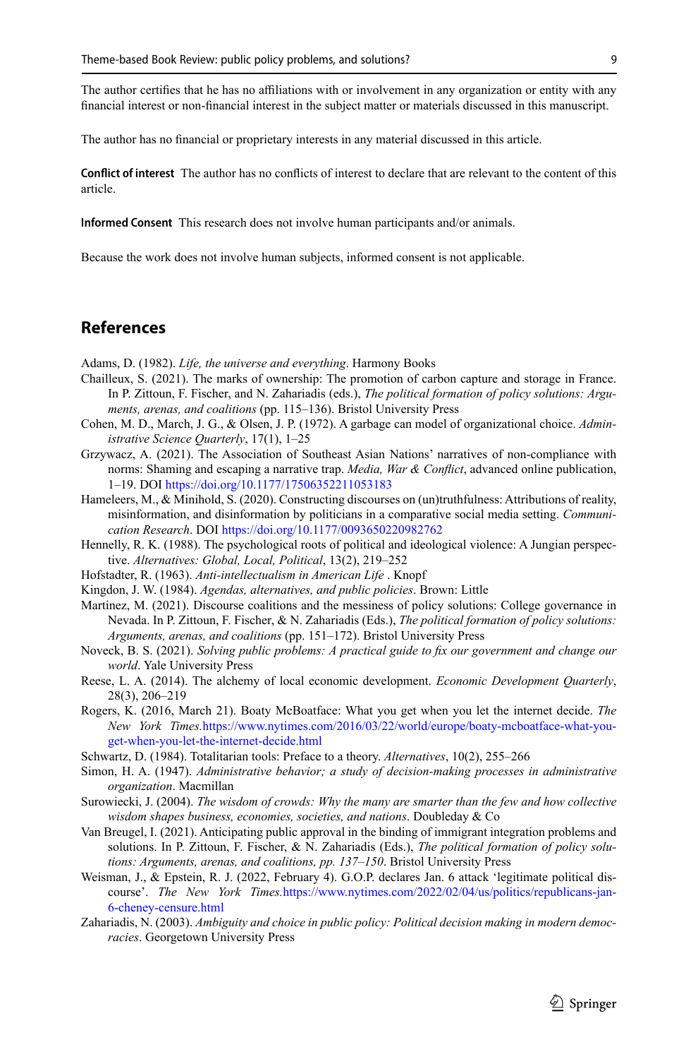The author certifies that he has no affiliations with or involvement in any organization or entity with any financial interest or non-financial interest in the subject matter or materials discussed in this manuscript.

The author has no financial or proprietary interests in any material discussed in this article.

**Conflict of interest** The author has no conflicts of interest to declare that are relevant to the content of this article.

**Informed Consent** This research does not involve human participants and/or animals.

Because the work does not involve human subjects, informed consent is not applicable.

## References

Adams, D. (1982). *Life, the universe and everything*. Harmony Books

Chailleux, S. (2021). The marks of ownership: The promotion of carbon capture and storage in France. In P. Zittoun, F. Fischer, and N. Zahariadis (eds.), *The political formation of policy solutions: Arguments, arenas, and coalitions* (pp. 115–136). Bristol University Press

Cohen, M. D., March, J. G., & Olsen, J. P. (1972). A garbage can model of organizational choice. *Administrative Science Quarterly*, 17(1), 1–25

Grzywacz, A. (2021). The Association of Southeast Asian Nations' narratives of non-compliance with norms: Shaming and escaping a narrative trap. *Media, War & Conflict*, advanced online publication, 1–19. DOI https://doi.org/10.1177/17506352211053183

Hameleers, M., & Minihold, S. (2020). Constructing discourses on (un)truthfulness: Attributions of reality, misinformation, and disinformation by politicians in a comparative social media setting. *Communication Research*. DOI https://doi.org/10.1177/0093650220982762

Hennelly, R. K. (1988). The psychological roots of political and ideological violence: A Jungian perspective. *Alternatives: Global, Local, Political*, 13(2), 219–252

Hofstadter, R. (1963). *Anti-intellectualism in American Life* . Knopf

Kingdon, J. W. (1984). *Agendas, alternatives, and public policies*. Brown: Little

Martinez, M. (2021). Discourse coalitions and the messiness of policy solutions: College governance in Nevada. In P. Zittoun, F. Fischer, & N. Zahariadis (Eds.), *The political formation of policy solutions: Arguments, arenas, and coalitions* (pp. 151–172). Bristol University Press

Noveck, B. S. (2021). *Solving public problems: A practical guide to fix our government and change our world*. Yale University Press

Reese, L. A. (2014). The alchemy of local economic development. *Economic Development Quarterly*, 28(3), 206–219

Rogers, K. (2016, March 21). Boaty McBoatface: What you get when you let the internet decide. *The New York Times*.https://www.nytimes.com/2016/03/22/world/europe/boaty-mcboatface-what-you-get-when-you-let-the-internet-decide.html

Schwartz, D. (1984). Totalitarian tools: Preface to a theory. *Alternatives*, 10(2), 255–266

Simon, H. A. (1947). *Administrative behavior; a study of decision-making processes in administrative organization*. Macmillan

Surowiecki, J. (2004). *The wisdom of crowds: Why the many are smarter than the few and how collective wisdom shapes business, economies, societies, and nations*. Doubleday & Co

Van Breugel, I. (2021). Anticipating public approval in the binding of immigrant integration problems and solutions. In P. Zittoun, F. Fischer, & N. Zahariadis (Eds.), *The political formation of policy solutions: Arguments, arenas, and coalitions, pp. 137–150*. Bristol University Press

Weisman, J., & Epstein, R. J. (2022, February 4). G.O.P. declares Jan. 6 attack 'legitimate political discourse'. *The New York Times*.https://www.nytimes.com/2022/02/04/us/politics/republicans-jan-6-cheney-censure.html

Zahariadis, N. (2003). *Ambiguity and choice in public policy: Political decision making in modern democracies*. Georgetown University Press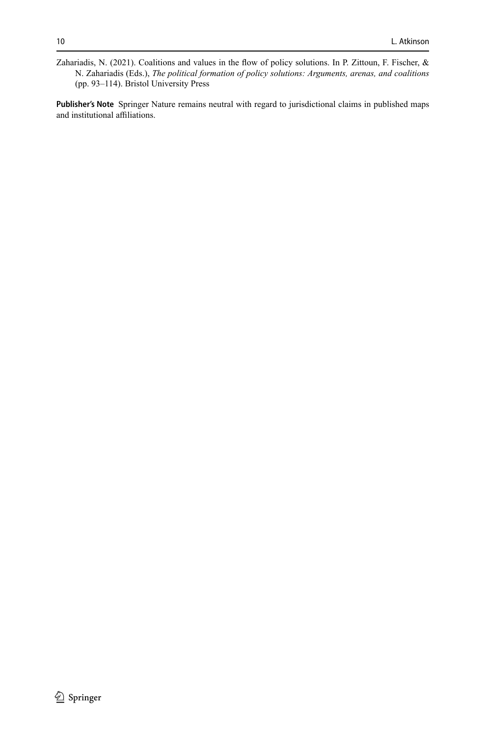Zahariadis, N. (2021). Coalitions and values in the flow of policy solutions. In P. Zittoun, F. Fischer, & N. Zahariadis (Eds.), *The political formation of policy solutions: Arguments, arenas, and coalitions* (pp. 93–114). Bristol University Press

**Publisher's Note** Springer Nature remains neutral with regard to jurisdictional claims in published maps and institutional affiliations.